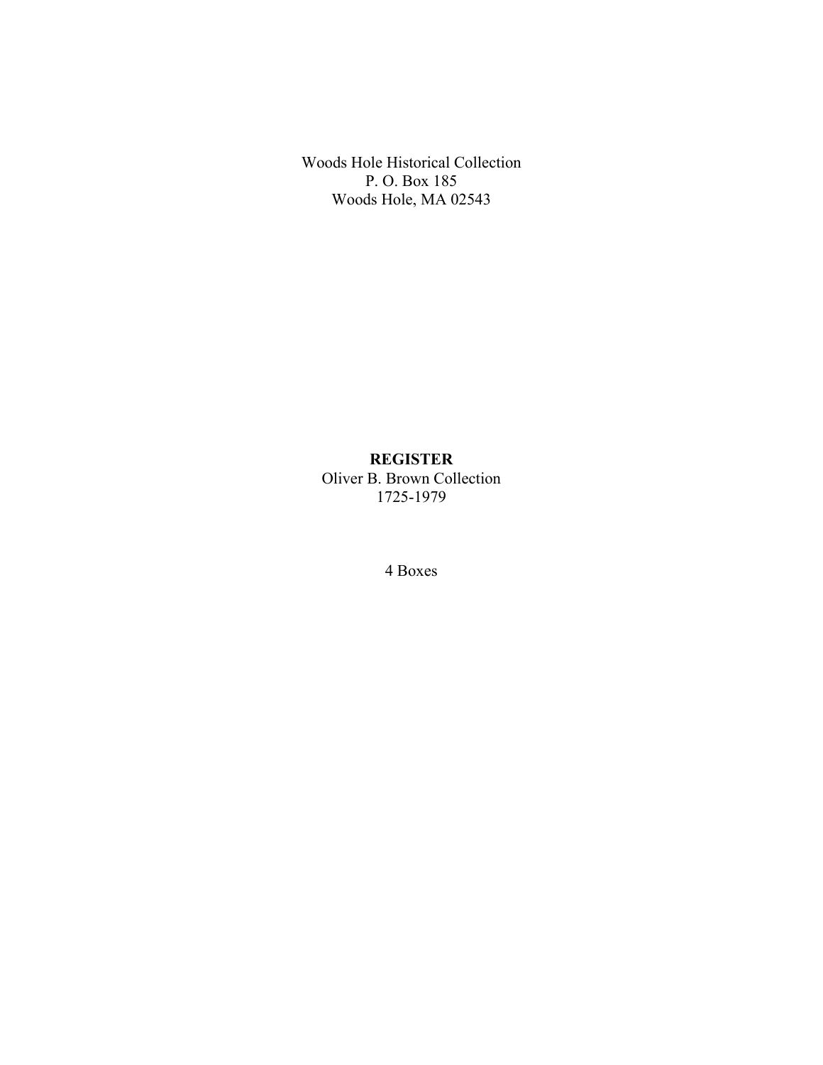Woods Hole Historical Collection
P. O. Box 185
Woods Hole, MA 02543

# REGISTER

Oliver B. Brown Collection
1725-1979

4 Boxes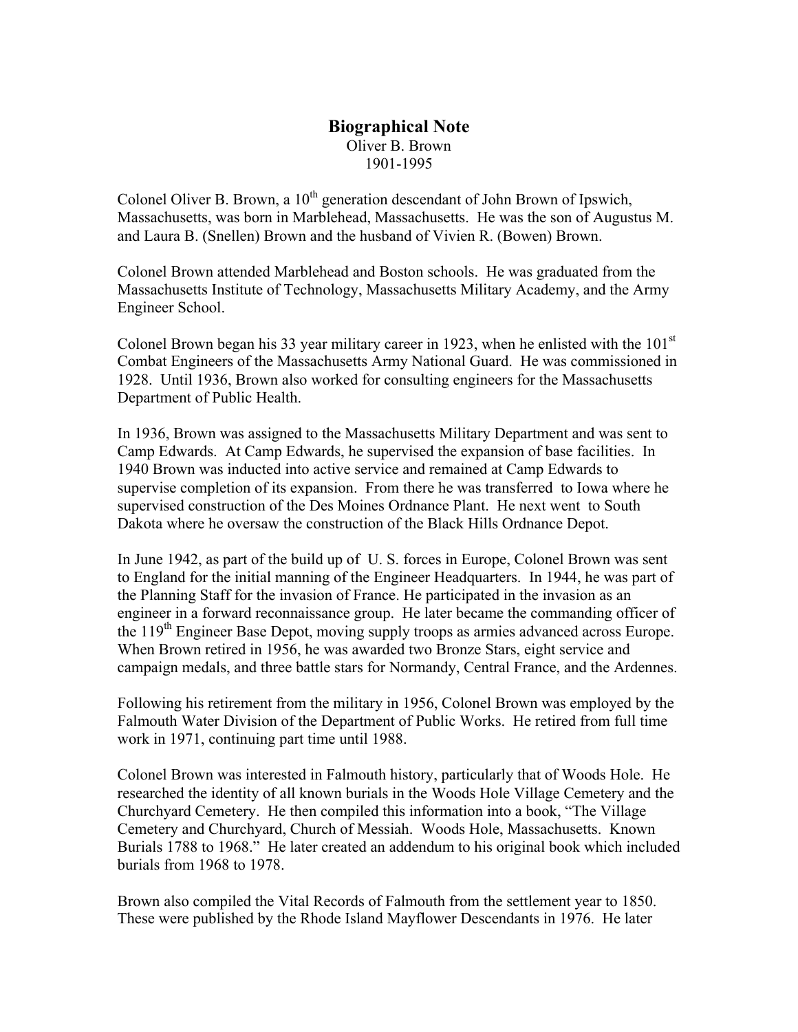# Biographical Note

Oliver B. Brown

1901-1995

Colonel Oliver B. Brown, a 10th generation descendant of John Brown of Ipswich, Massachusetts, was born in Marblehead, Massachusetts. He was the son of Augustus M. and Laura B. (Snellen) Brown and the husband of Vivien R. (Bowen) Brown.

Colonel Brown attended Marblehead and Boston schools. He was graduated from the Massachusetts Institute of Technology, Massachusetts Military Academy, and the Army Engineer School.

Colonel Brown began his 33 year military career in 1923, when he enlisted with the 101st Combat Engineers of the Massachusetts Army National Guard. He was commissioned in 1928. Until 1936, Brown also worked for consulting engineers for the Massachusetts Department of Public Health.

In 1936, Brown was assigned to the Massachusetts Military Department and was sent to Camp Edwards. At Camp Edwards, he supervised the expansion of base facilities. In 1940 Brown was inducted into active service and remained at Camp Edwards to supervise completion of its expansion. From there he was transferred to Iowa where he supervised construction of the Des Moines Ordnance Plant. He next went to South Dakota where he oversaw the construction of the Black Hills Ordnance Depot.

In June 1942, as part of the build up of U. S. forces in Europe, Colonel Brown was sent to England for the initial manning of the Engineer Headquarters. In 1944, he was part of the Planning Staff for the invasion of France. He participated in the invasion as an engineer in a forward reconnaissance group. He later became the commanding officer of the 119th Engineer Base Depot, moving supply troops as armies advanced across Europe. When Brown retired in 1956, he was awarded two Bronze Stars, eight service and campaign medals, and three battle stars for Normandy, Central France, and the Ardennes.

Following his retirement from the military in 1956, Colonel Brown was employed by the Falmouth Water Division of the Department of Public Works. He retired from full time work in 1971, continuing part time until 1988.

Colonel Brown was interested in Falmouth history, particularly that of Woods Hole. He researched the identity of all known burials in the Woods Hole Village Cemetery and the Churchyard Cemetery. He then compiled this information into a book, "The Village Cemetery and Churchyard, Church of Messiah. Woods Hole, Massachusetts. Known Burials 1788 to 1968." He later created an addendum to his original book which included burials from 1968 to 1978.

Brown also compiled the Vital Records of Falmouth from the settlement year to 1850. These were published by the Rhode Island Mayflower Descendants in 1976. He later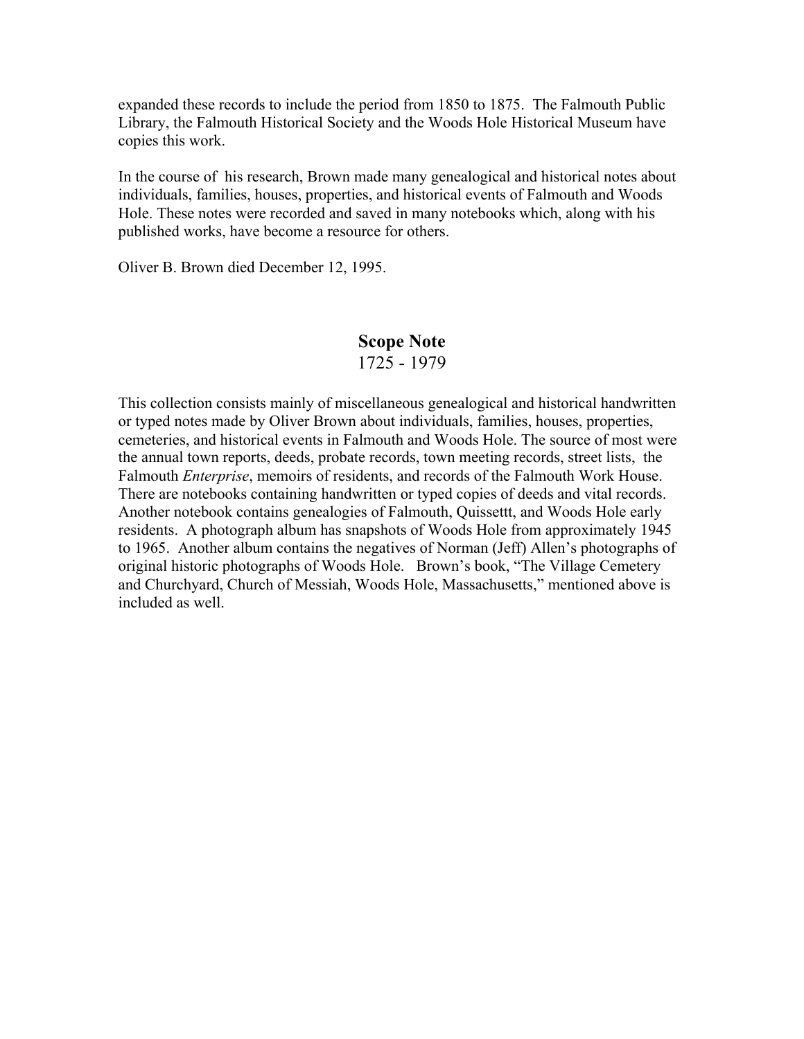expanded these records to include the period from 1850 to 1875. The Falmouth Public Library, the Falmouth Historical Society and the Woods Hole Historical Museum have copies this work.

In the course of his research, Brown made many genealogical and historical notes about individuals, families, houses, properties, and historical events of Falmouth and Woods Hole. These notes were recorded and saved in many notebooks which, along with his published works, have become a resource for others.

Oliver B. Brown died December 12, 1995.

## Scope Note

1725 - 1979

This collection consists mainly of miscellaneous genealogical and historical handwritten or typed notes made by Oliver Brown about individuals, families, houses, properties, cemeteries, and historical events in Falmouth and Woods Hole. The source of most were the annual town reports, deeds, probate records, town meeting records, street lists, the Falmouth *Enterprise*, memoirs of residents, and records of the Falmouth Work House. There are notebooks containing handwritten or typed copies of deeds and vital records. Another notebook contains genealogies of Falmouth, Quissettt, and Woods Hole early residents. A photograph album has snapshots of Woods Hole from approximately 1945 to 1965. Another album contains the negatives of Norman (Jeff) Allen's photographs of original historic photographs of Woods Hole. Brown's book, "The Village Cemetery and Churchyard, Church of Messiah, Woods Hole, Massachusetts," mentioned above is included as well.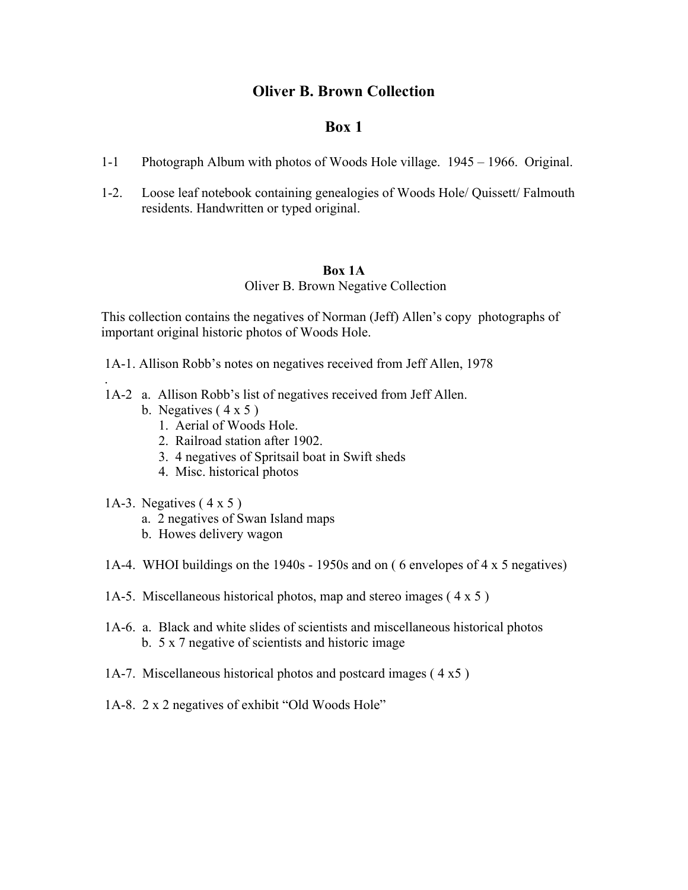# Oliver B. Brown Collection

## Box 1

1-1 Photograph Album with photos of Woods Hole village. 1945 – 1966. Original.

1-2. Loose leaf notebook containing genealogies of Woods Hole/ Quissett/ Falmouth residents. Handwritten or typed original.

### Box 1A

Oliver B. Brown Negative Collection

This collection contains the negatives of Norman (Jeff) Allen's copy photographs of important original historic photos of Woods Hole.

1A-1. Allison Robb's notes on negatives received from Jeff Allen, 1978

.

1A-2 a. Allison Robb's list of negatives received from Jeff Allen.

b. Negatives ( 4 x 5 )

1. Aerial of Woods Hole.
2. Railroad station after 1902.
3. 4 negatives of Spritsail boat in Swift sheds
4. Misc. historical photos

1A-3. Negatives ( 4 x 5 )

a. 2 negatives of Swan Island maps

b. Howes delivery wagon

1A-4. WHOI buildings on the 1940s - 1950s and on ( 6 envelopes of 4 x 5 negatives)

1A-5. Miscellaneous historical photos, map and stereo images ( 4 x 5 )

1A-6. a. Black and white slides of scientists and miscellaneous historical photos

b. 5 x 7 negative of scientists and historic image

1A-7. Miscellaneous historical photos and postcard images ( 4 x5 )

1A-8. 2 x 2 negatives of exhibit "Old Woods Hole"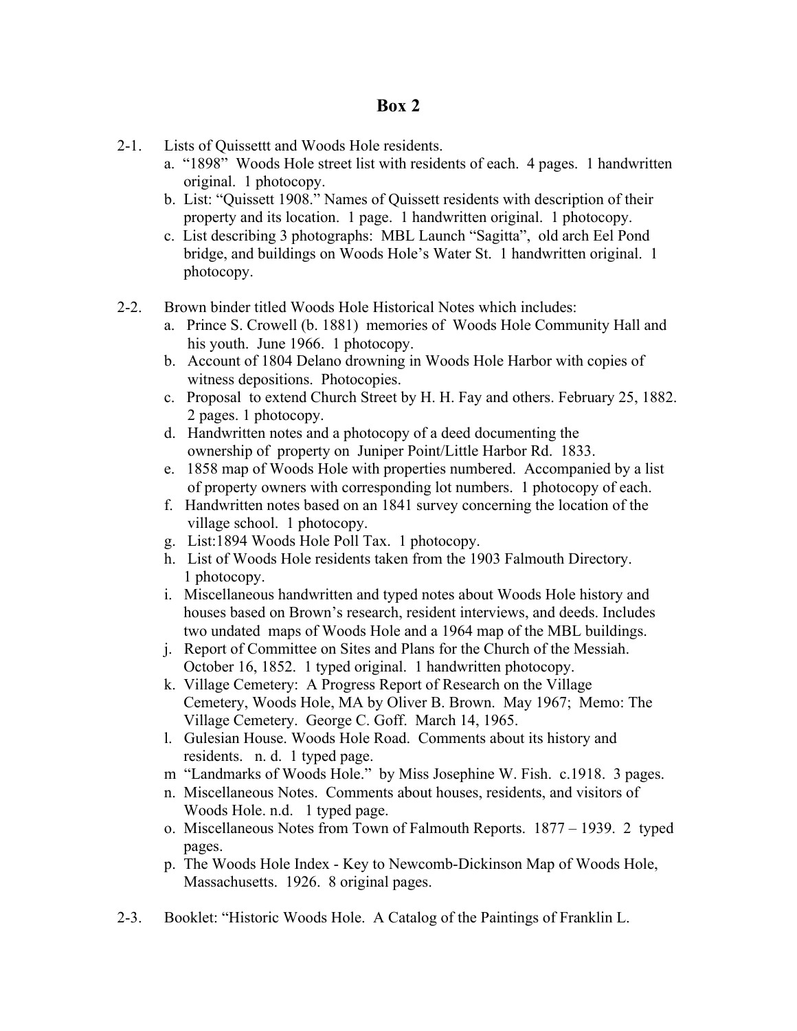# Box 2

2-1. Lists of Quissettt and Woods Hole residents.

   a. "1898" Woods Hole street list with residents of each. 4 pages. 1 handwritten original. 1 photocopy.

   b. List: "Quissett 1908." Names of Quissett residents with description of their property and its location. 1 page. 1 handwritten original. 1 photocopy.

   c. List describing 3 photographs: MBL Launch "Sagitta", old arch Eel Pond bridge, and buildings on Woods Hole's Water St. 1 handwritten original. 1 photocopy.

2-2. Brown binder titled Woods Hole Historical Notes which includes:

   a. Prince S. Crowell (b. 1881) memories of Woods Hole Community Hall and his youth. June 1966. 1 photocopy.

   b. Account of 1804 Delano drowning in Woods Hole Harbor with copies of witness depositions. Photocopies.

   c. Proposal to extend Church Street by H. H. Fay and others. February 25, 1882. 2 pages. 1 photocopy.

   d. Handwritten notes and a photocopy of a deed documenting the ownership of property on Juniper Point/Little Harbor Rd. 1833.

   e. 1858 map of Woods Hole with properties numbered. Accompanied by a list of property owners with corresponding lot numbers. 1 photocopy of each.

   f. Handwritten notes based on an 1841 survey concerning the location of the village school. 1 photocopy.

   g. List:1894 Woods Hole Poll Tax. 1 photocopy.

   h. List of Woods Hole residents taken from the 1903 Falmouth Directory. 1 photocopy.

   i. Miscellaneous handwritten and typed notes about Woods Hole history and houses based on Brown's research, resident interviews, and deeds. Includes two undated maps of Woods Hole and a 1964 map of the MBL buildings.

   j. Report of Committee on Sites and Plans for the Church of the Messiah. October 16, 1852. 1 typed original. 1 handwritten photocopy.

   k. Village Cemetery: A Progress Report of Research on the Village Cemetery, Woods Hole, MA by Oliver B. Brown. May 1967; Memo: The Village Cemetery. George C. Goff. March 14, 1965.

   l. Gulesian House. Woods Hole Road. Comments about its history and residents. n. d. 1 typed page.

   m "Landmarks of Woods Hole." by Miss Josephine W. Fish. c.1918. 3 pages.

   n. Miscellaneous Notes. Comments about houses, residents, and visitors of Woods Hole. n.d. 1 typed page.

   o. Miscellaneous Notes from Town of Falmouth Reports. 1877 – 1939. 2 typed pages.

   p. The Woods Hole Index - Key to Newcomb-Dickinson Map of Woods Hole, Massachusetts. 1926. 8 original pages.

2-3. Booklet: "Historic Woods Hole. A Catalog of the Paintings of Franklin L.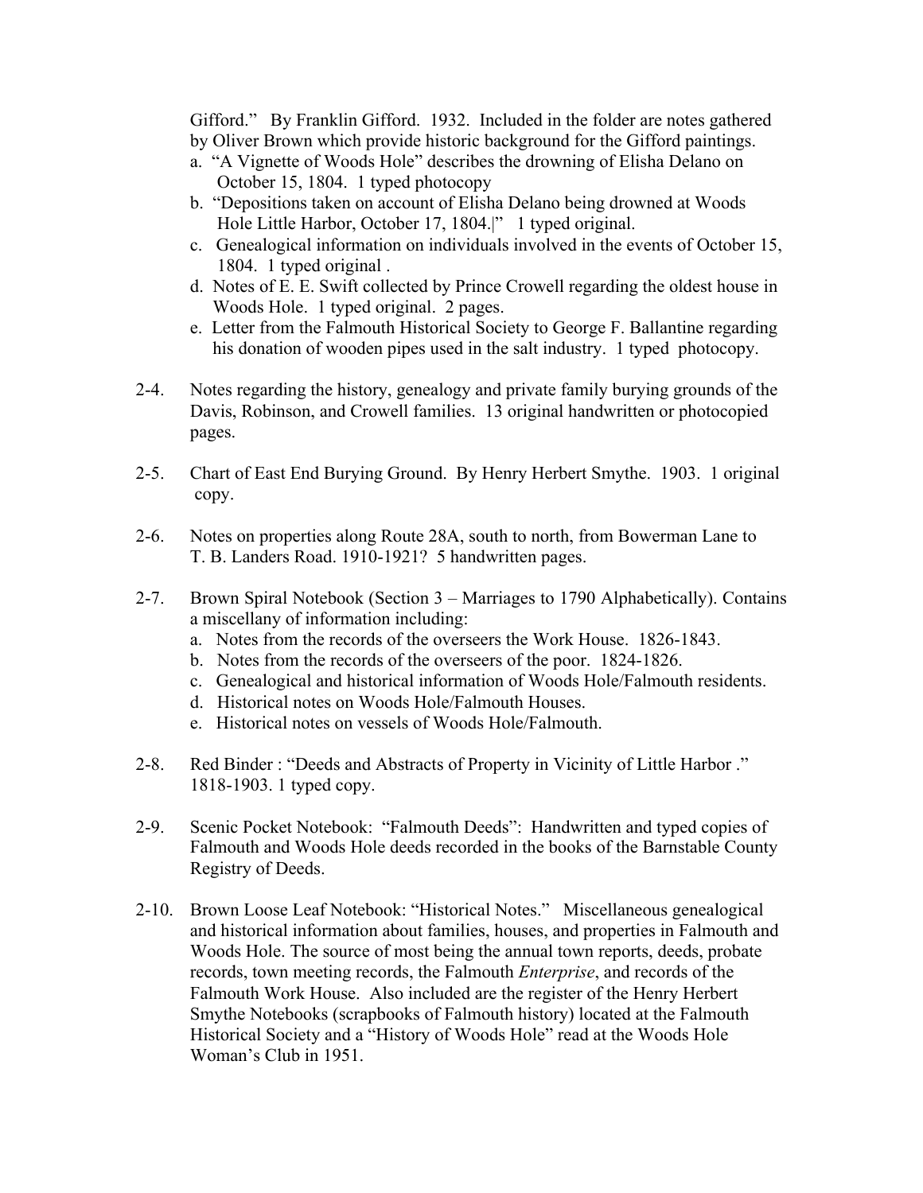Gifford." By Franklin Gifford. 1932. Included in the folder are notes gathered by Oliver Brown which provide historic background for the Gifford paintings.

a. "A Vignette of Woods Hole" describes the drowning of Elisha Delano on October 15, 1804. 1 typed photocopy
b. "Depositions taken on account of Elisha Delano being drowned at Woods Hole Little Harbor, October 17, 1804.|" 1 typed original.
c. Genealogical information on individuals involved in the events of October 15, 1804. 1 typed original .
d. Notes of E. E. Swift collected by Prince Crowell regarding the oldest house in Woods Hole. 1 typed original. 2 pages.
e. Letter from the Falmouth Historical Society to George F. Ballantine regarding his donation of wooden pipes used in the salt industry. 1 typed photocopy.

2-4. Notes regarding the history, genealogy and private family burying grounds of the Davis, Robinson, and Crowell families. 13 original handwritten or photocopied pages.

2-5. Chart of East End Burying Ground. By Henry Herbert Smythe. 1903. 1 original copy.

2-6. Notes on properties along Route 28A, south to north, from Bowerman Lane to T. B. Landers Road. 1910-1921? 5 handwritten pages.

2-7. Brown Spiral Notebook (Section 3 – Marriages to 1790 Alphabetically). Contains a miscellany of information including:

a. Notes from the records of the overseers the Work House. 1826-1843.
b. Notes from the records of the overseers of the poor. 1824-1826.
c. Genealogical and historical information of Woods Hole/Falmouth residents.
d. Historical notes on Woods Hole/Falmouth Houses.
e. Historical notes on vessels of Woods Hole/Falmouth.

2-8. Red Binder : "Deeds and Abstracts of Property in Vicinity of Little Harbor ." 1818-1903. 1 typed copy.

2-9. Scenic Pocket Notebook: "Falmouth Deeds": Handwritten and typed copies of Falmouth and Woods Hole deeds recorded in the books of the Barnstable County Registry of Deeds.

2-10. Brown Loose Leaf Notebook: "Historical Notes." Miscellaneous genealogical and historical information about families, houses, and properties in Falmouth and Woods Hole. The source of most being the annual town reports, deeds, probate records, town meeting records, the Falmouth *Enterprise*, and records of the Falmouth Work House. Also included are the register of the Henry Herbert Smythe Notebooks (scrapbooks of Falmouth history) located at the Falmouth Historical Society and a "History of Woods Hole" read at the Woods Hole Woman's Club in 1951.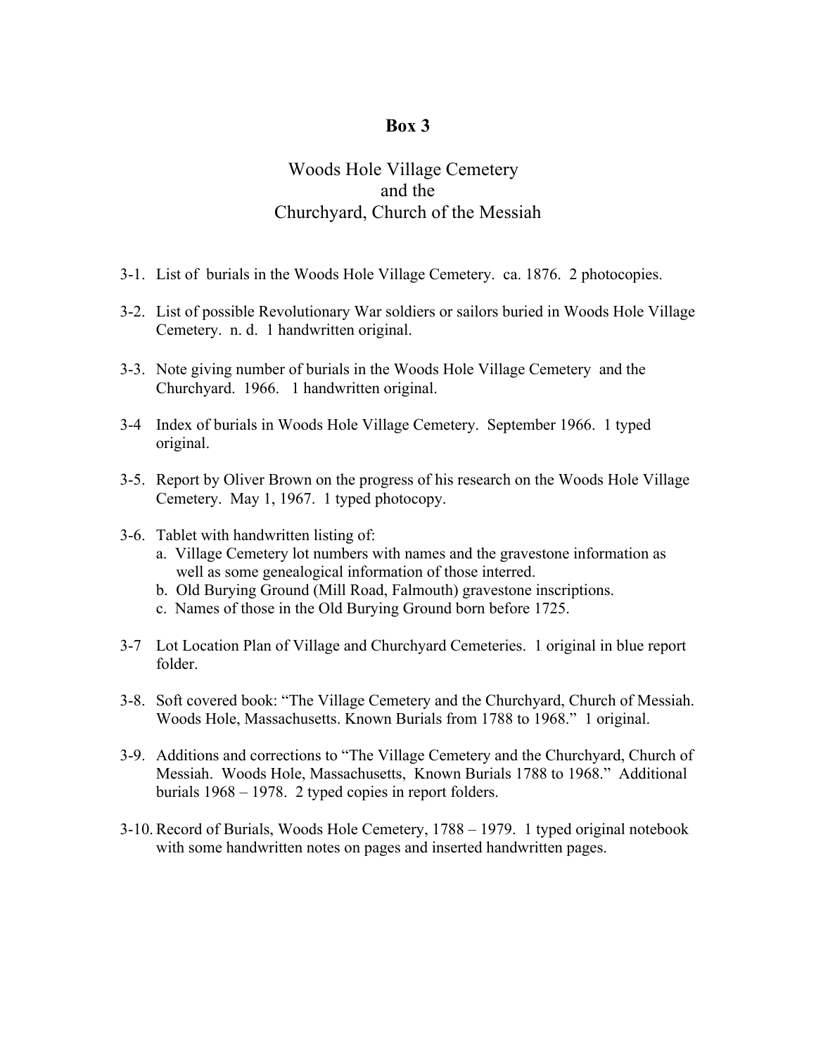# Box 3

## Woods Hole Village Cemetery
## and the
## Churchyard, Church of the Messiah

3-1. List of burials in the Woods Hole Village Cemetery. ca. 1876. 2 photocopies.

3-2. List of possible Revolutionary War soldiers or sailors buried in Woods Hole Village Cemetery. n. d. 1 handwritten original.

3-3. Note giving number of burials in the Woods Hole Village Cemetery and the Churchyard. 1966. 1 handwritten original.

3-4 Index of burials in Woods Hole Village Cemetery. September 1966. 1 typed original.

3-5. Report by Oliver Brown on the progress of his research on the Woods Hole Village Cemetery. May 1, 1967. 1 typed photocopy.

3-6. Tablet with handwritten listing of:
   a. Village Cemetery lot numbers with names and the gravestone information as well as some genealogical information of those interred.
   b. Old Burying Ground (Mill Road, Falmouth) gravestone inscriptions.
   c. Names of those in the Old Burying Ground born before 1725.

3-7 Lot Location Plan of Village and Churchyard Cemeteries. 1 original in blue report folder.

3-8. Soft covered book: "The Village Cemetery and the Churchyard, Church of Messiah. Woods Hole, Massachusetts. Known Burials from 1788 to 1968." 1 original.

3-9. Additions and corrections to "The Village Cemetery and the Churchyard, Church of Messiah. Woods Hole, Massachusetts, Known Burials 1788 to 1968." Additional burials 1968 – 1978. 2 typed copies in report folders.

3-10. Record of Burials, Woods Hole Cemetery, 1788 – 1979. 1 typed original notebook with some handwritten notes on pages and inserted handwritten pages.